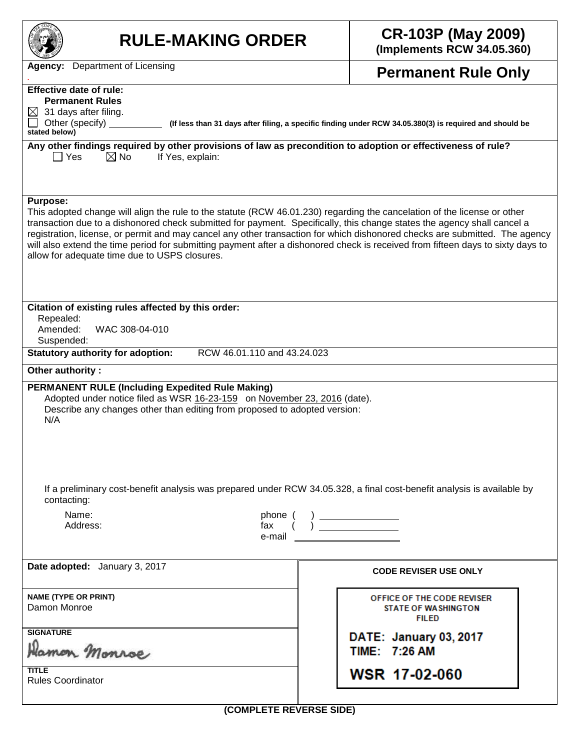# RULE-MAKING ORDER

**CR-103P (May 2009)**
**(Implements RCW 34.05.360)**

**Agency:** Department of Licensing

**Permanent Rule Only**

**Effective date of rule:**
**Permanent Rules**
☒ 31 days after filing.
☐ Other (specify) __________ **(If less than 31 days after filing, a specific finding under RCW 34.05.380(3) is required and should be stated below)**

**Any other findings required by other provisions of law as precondition to adoption or effectiveness of rule?**
☐ Yes ☒ No If Yes, explain:

**Purpose:**
This adopted change will align the rule to the statute (RCW 46.01.230) regarding the cancelation of the license or other transaction due to a dishonored check submitted for payment. Specifically, this change states the agency shall cancel a registration, license, or permit and may cancel any other transaction for which dishonored checks are submitted. The agency will also extend the time period for submitting payment after a dishonored check is received from fifteen days to sixty days to allow for adequate time due to USPS closures.

**Citation of existing rules affected by this order:**
Repealed:
Amended: WAC 308-04-010
Suspended:

**Statutory authority for adoption:** RCW 46.01.110 and 43.24.023

**Other authority :**

**PERMANENT RULE (Including Expedited Rule Making)**
Adopted under notice filed as WSR 16-23-159 on November 23, 2016 (date).
Describe any changes other than editing from proposed to adopted version:
N/A

If a preliminary cost-benefit analysis was prepared under RCW 34.05.328, a final cost-benefit analysis is available by contacting:

Name:
Address:
phone ( ) __________
fax ( ) __________
e-mail __________

**Date adopted:** January 3, 2017

**NAME (TYPE OR PRINT)**
Damon Monroe

**SIGNATURE**
Damon Monroe

**TITLE**
Rules Coordinator

**CODE REVISER USE ONLY**

OFFICE OF THE CODE REVISER
STATE OF WASHINGTON
FILED

DATE: January 03, 2017
TIME: 7:26 AM

WSR 17-02-060

**(COMPLETE REVERSE SIDE)**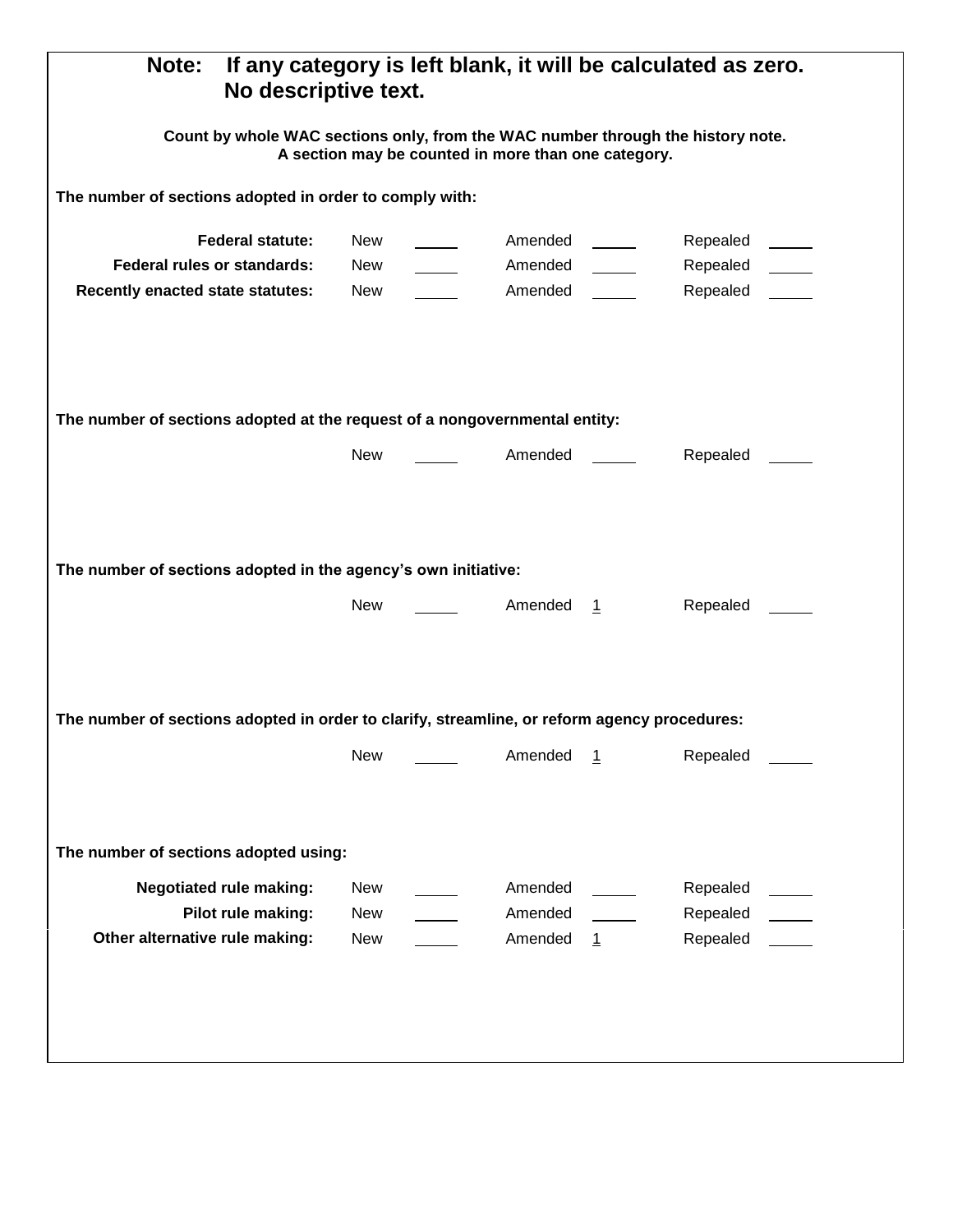**Note: If any category is left blank, it will be calculated as zero. No descriptive text.**

**Count by whole WAC sections only, from the WAC number through the history note. A section may be counted in more than one category.**

**The number of sections adopted in order to comply with:**

| | | | | | | |
|---|---|---|---|---|---|---|
| **Federal statute:** | New | | Amended | | Repealed | |
| **Federal rules or standards:** | New | | Amended | | Repealed | |
| **Recently enacted state statutes:** | New | | Amended | | Repealed | |

**The number of sections adopted at the request of a nongovernmental entity:**

| | | | | | |
|---|---|---|---|---|---|
| New | | Amended | | Repealed | |

**The number of sections adopted in the agency's own initiative:**

| | | | | | |
|---|---|---|---|---|---|
| New | | Amended | 1 | Repealed | |

**The number of sections adopted in order to clarify, streamline, or reform agency procedures:**

| | | | | | |
|---|---|---|---|---|---|
| New | | Amended | 1 | Repealed | |

**The number of sections adopted using:**

| | | | | | | |
|---|---|---|---|---|---|---|
| **Negotiated rule making:** | New | | Amended | | Repealed | |
| **Pilot rule making:** | New | | Amended | | Repealed | |
| **Other alternative rule making:** | New | | Amended | 1 | Repealed | |